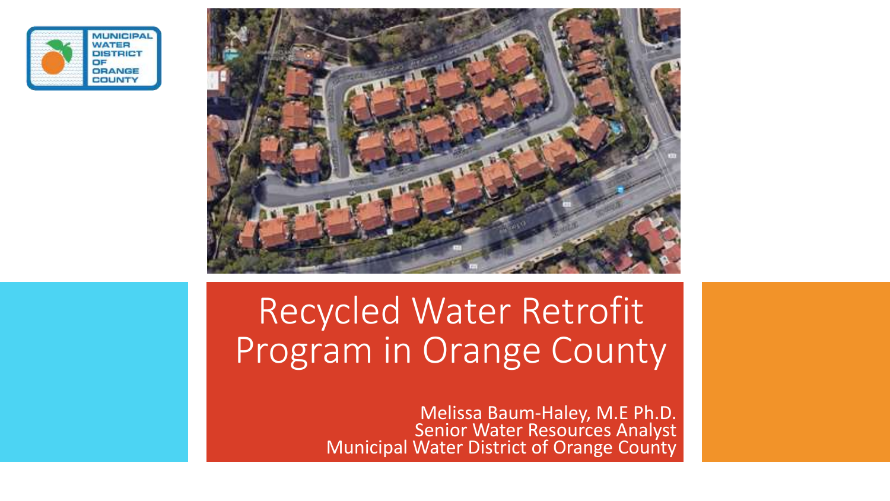# Recycled Water Retrofit Program in Orange County

Melissa Baum-Haley, M.E Ph.D.
Senior Water Resources Analyst
Municipal Water District of Orange County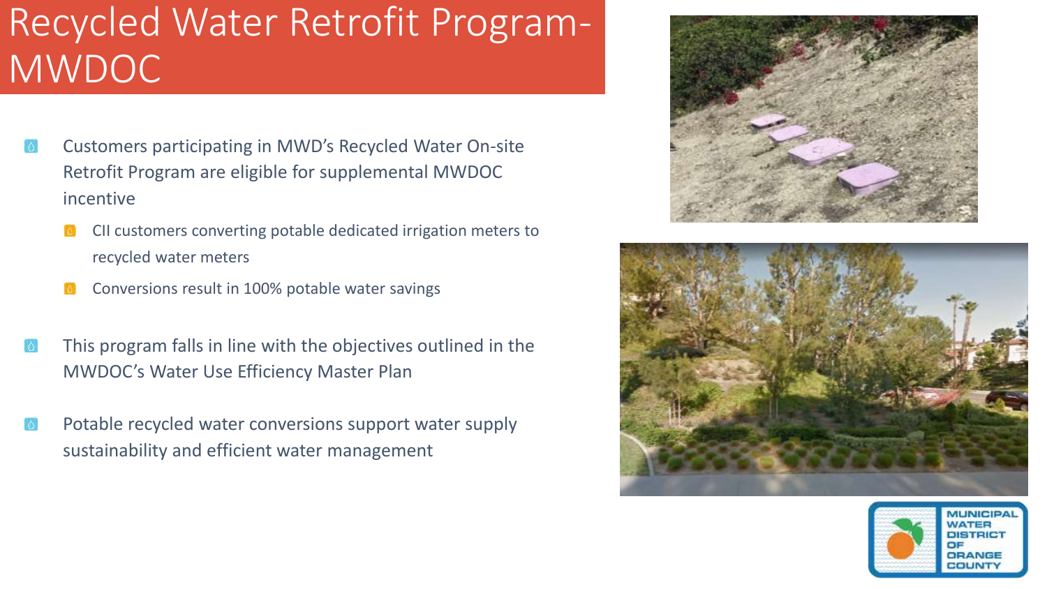# Recycled Water Retrofit Program- MWDOC

- Customers participating in MWD's Recycled Water On-site Retrofit Program are eligible for supplemental MWDOC incentive
  - CII customers converting potable dedicated irrigation meters to recycled water meters
  - Conversions result in 100% potable water savings

- This program falls in line with the objectives outlined in the MWDOC's Water Use Efficiency Master Plan

- Potable recycled water conversions support water supply sustainability and efficient water management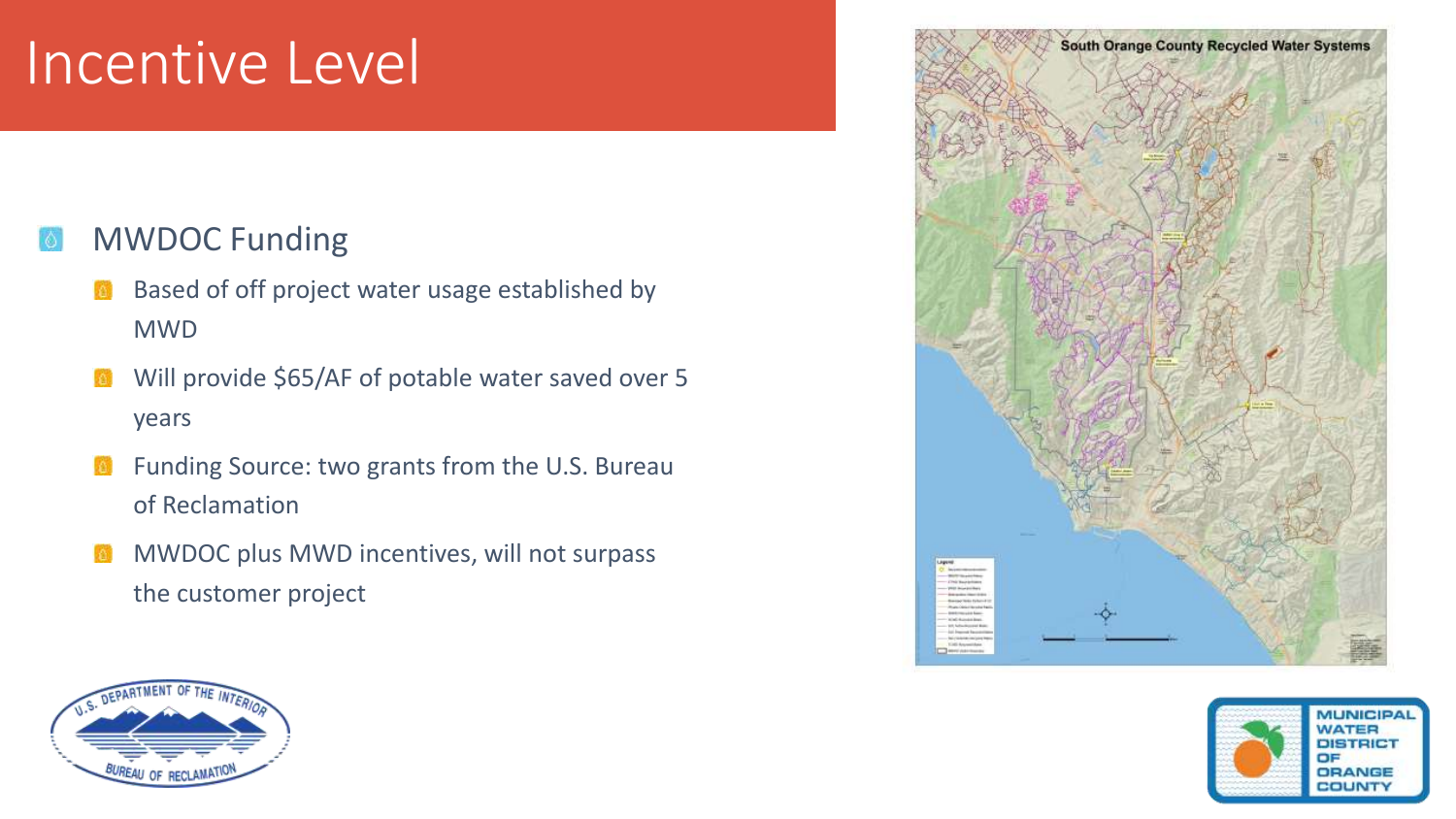# Incentive Level

- MWDOC Funding
  - Based of off project water usage established by MWD
  - Will provide $65/AF of potable water saved over 5 years
  - Funding Source: two grants from the U.S. Bureau of Reclamation
  - MWDOC plus MWD incentives, will not surpass the customer project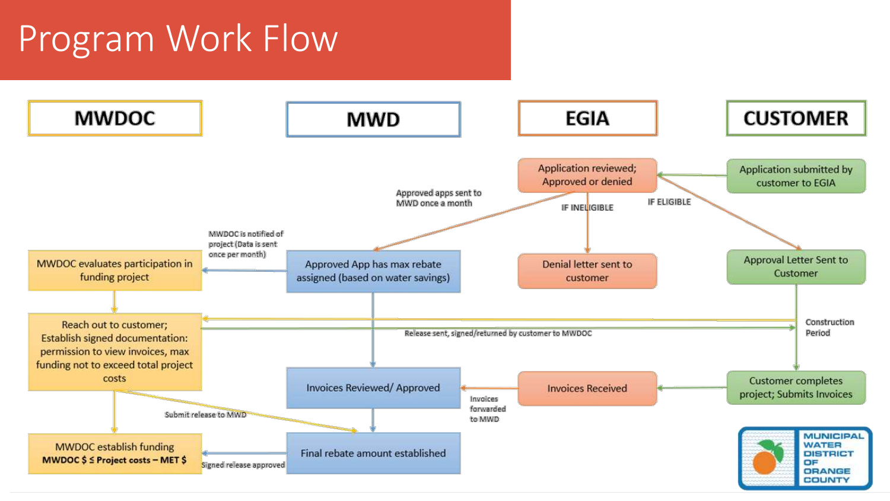# Program Work Flow

## MWDOC

- MWDOC evaluates participation in funding project
- Reach out to customer; Establish signed documentation: permission to view invoices, max funding not to exceed total project costs
- MWDOC establish funding **MWDOC $ ≤ Project costs – MET $**

## MWD

- Approved App has max rebate assigned (based on water savings)
- Invoices Reviewed/ Approved
- Final rebate amount established

## EGIA

- Application reviewed; Approved or denied
- Denial letter sent to customer
- Invoices Received

## CUSTOMER

- Application submitted by customer to EGIA
- Approval Letter Sent to Customer
- Customer completes project; Submits Invoices

Flow annotations:

- Application submitted by customer to EGIA → Application reviewed; Approved or denied
- IF INELIGIBLE → Denial letter sent to customer
- IF ELIGIBLE → Approval Letter Sent to Customer
- Approved apps sent to MWD once a month → Approved App has max rebate assigned (based on water savings)
- MWDOC is notified of project (Data is sent once per month) → MWDOC evaluates participation in funding project
- Release sent, signed/returned by customer to MWDOC
- Construction Period → Customer completes project; Submits Invoices
- Invoices Received → Invoices forwarded to MWD → Invoices Reviewed/ Approved
- Submit release to MWD → Final rebate amount established
- Signed release approved → MWDOC establish funding

MUNICIPAL WATER DISTRICT OF ORANGE COUNTY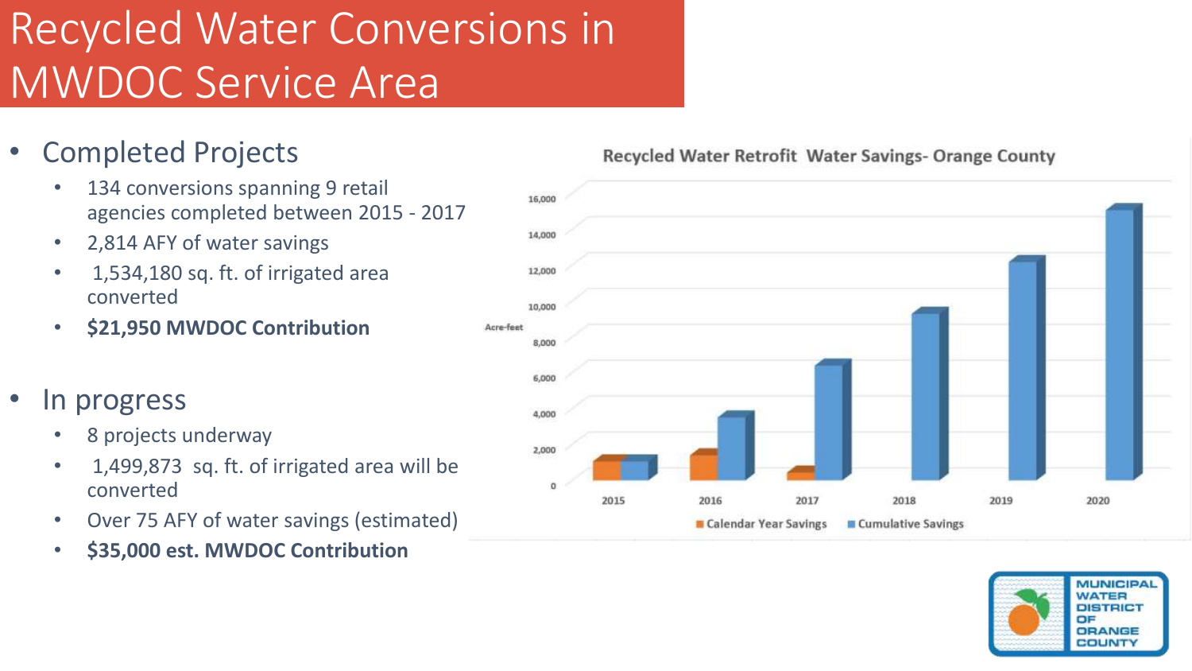# Recycled Water Conversions in MWDOC Service Area

- Completed Projects
  - 134 conversions spanning 9 retail agencies completed between 2015 - 2017
  - 2,814 AFY of water savings
  - 1,534,180 sq. ft. of irrigated area converted
  - **$21,950 MWDOC Contribution**

- In progress
  - 8 projects underway
  - 1,499,873 sq. ft. of irrigated area will be converted
  - Over 75 AFY of water savings (estimated)
  - **$35,000 est. MWDOC Contribution**

**Recycled Water Retrofit Water Savings- Orange County**

Acre-feet

0, 2,000, 4,000, 6,000, 8,000, 10,000, 12,000, 14,000, 16,000

2015, 2016, 2017, 2018, 2019, 2020

Calendar Year Savings, Cumulative Savings

MUNICIPAL WATER DISTRICT OF ORANGE COUNTY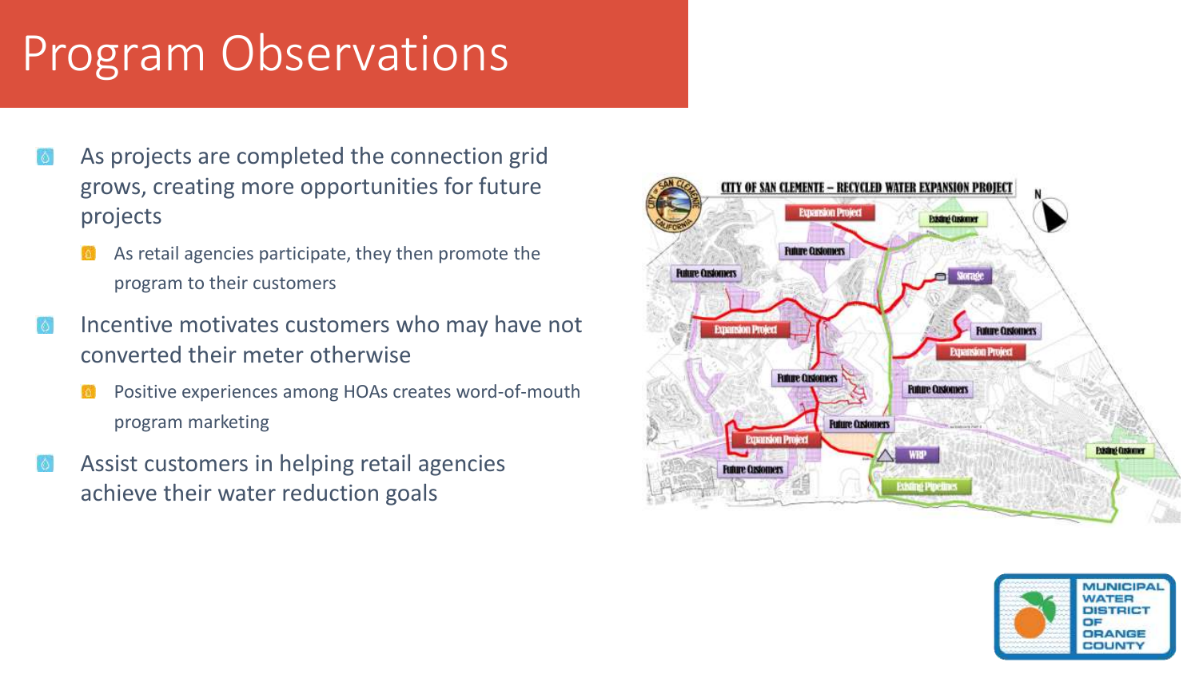# Program Observations

- As projects are completed the connection grid grows, creating more opportunities for future projects
  - As retail agencies participate, they then promote the program to their customers
- Incentive motivates customers who may have not converted their meter otherwise
  - Positive experiences among HOAs creates word-of-mouth program marketing
- Assist customers in helping retail agencies achieve their water reduction goals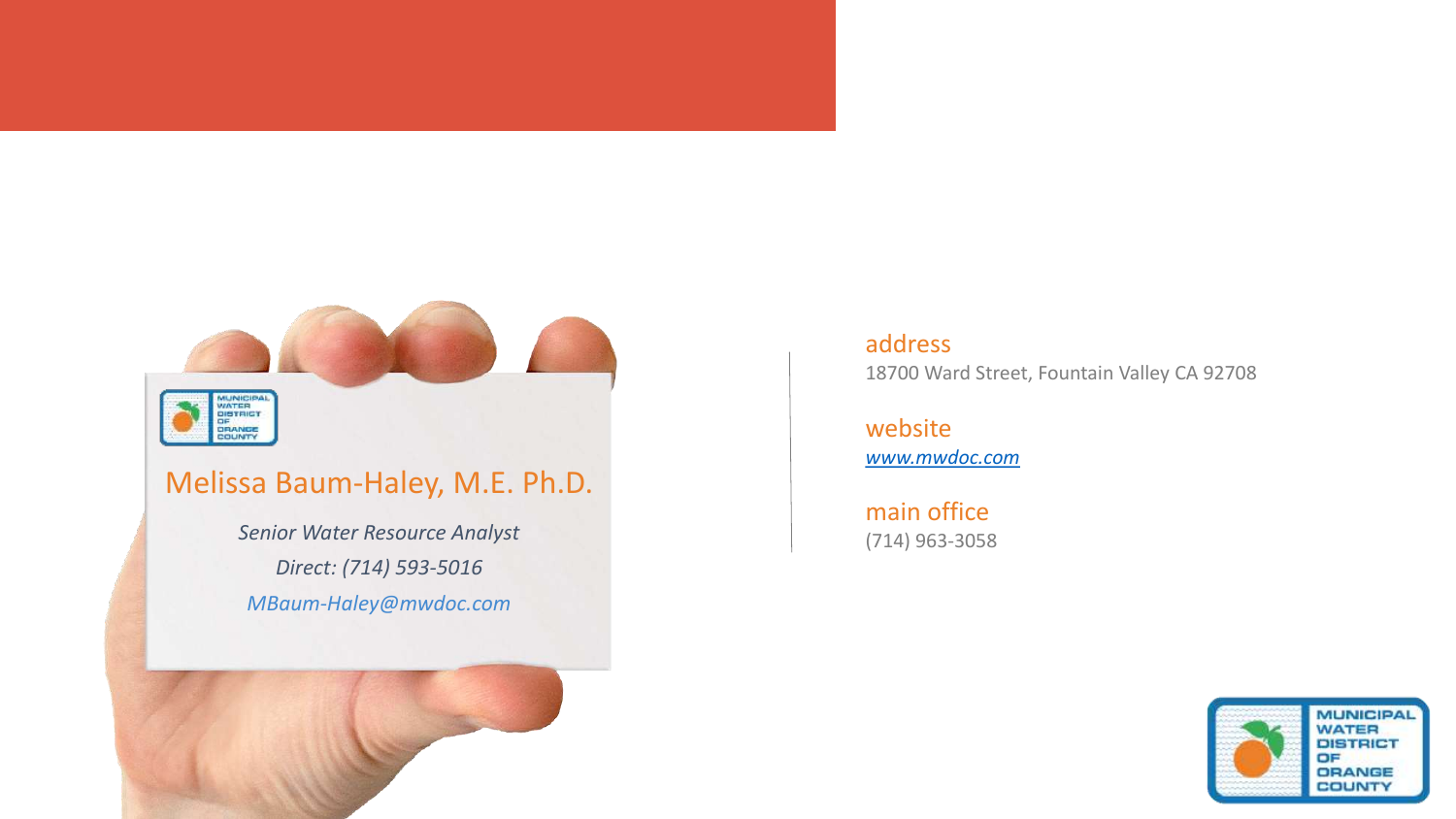Municipal Water District of Orange County

Melissa Baum-Haley, M.E. Ph.D.

*Senior Water Resource Analyst*

*Direct: (714) 593-5016*

*MBaum-Haley@mwdoc.com*

address

18700 Ward Street, Fountain Valley CA 92708

website

*www.mwdoc.com*

main office

(714) 963-3058

Municipal Water District of Orange County